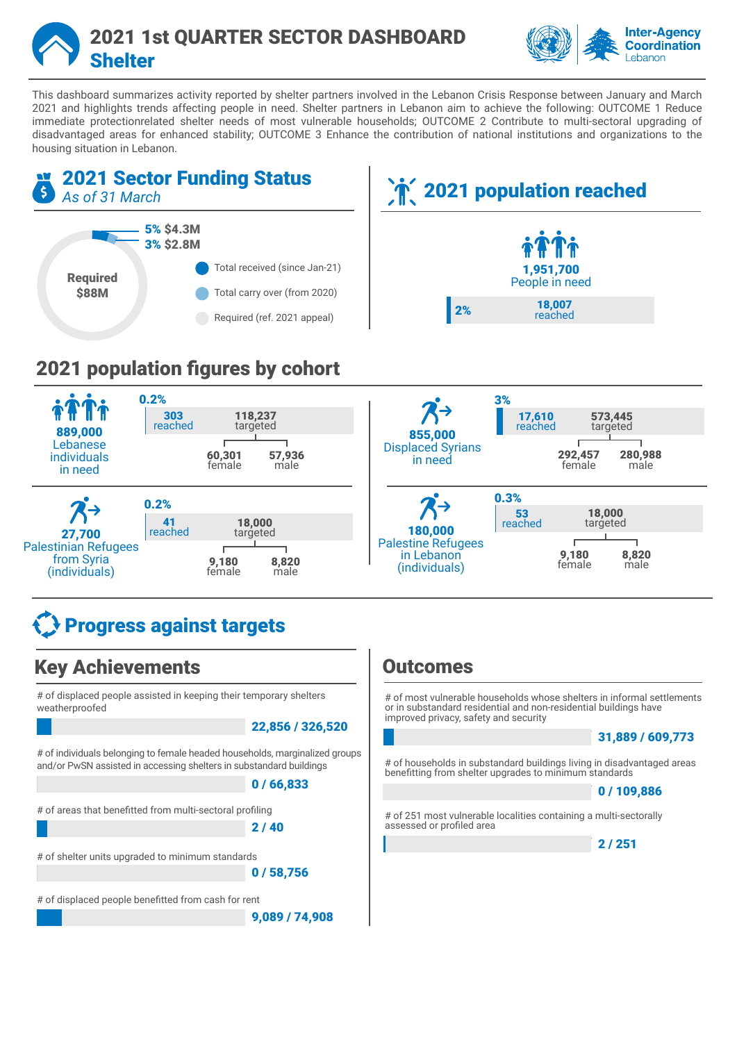# 2021 1st QUARTER SECTOR DASHBOARD
# Shelter

Inter-Agency Coordination Lebanon

This dashboard summarizes activity reported by shelter partners involved in the Lebanon Crisis Response between January and March 2021 and highlights trends affecting people in need. Shelter partners in Lebanon aim to achieve the following: OUTCOME 1 Reduce immediate protectionrelated shelter needs of most vulnerable households; OUTCOME 2 Contribute to multi-sectoral upgrading of disadvantaged areas for enhanced stability; OUTCOME 3 Enhance the contribution of national institutions and organizations to the housing situation in Lebanon.

## 2021 Sector Funding Status

*As of 31 March*

Required $88M

- 5% $4.3M — Total received (since Jan-21)
- 3% $2.8M — Total carry over (from 2020)
- Required (ref. 2021 appeal)

## 2021 population reached

**1,951,700** People in need

2% — **18,007** reached

## 2021 population figures by cohort

| Cohort | % | Reached | Targeted | Female | Male |
|---|---|---|---|---|---|
| 889,000 Lebanese individuals in need | 0.2% | 303 | 118,237 | 60,301 | 57,936 |
| 855,000 Displaced Syrians in need | 3% | 17,610 | 573,445 | 292,457 | 280,988 |
| 27,700 Palestinian Refugees from Syria (individuals) | 0.2% | 41 | 18,000 | 9,180 | 8,820 |
| 180,000 Palestine Refugees in Lebanon (individuals) | 0.3% | 53 | 18,000 | 9,180 | 8,820 |

## Progress against targets

### Key Achievements

| Indicator | Achieved / Target |
|---|---|
| # of displaced people assisted in keeping their temporary shelters weatherproofed | 22,856 / 326,520 |
| # of individuals belonging to female headed households, marginalized groups and/or PwSN assisted in accessing shelters in substandard buildings | 0 / 66,833 |
| # of areas that benefitted from multi-sectoral profiling | 2 / 40 |
| # of shelter units upgraded to minimum standards | 0 / 58,756 |
| # of displaced people benefitted from cash for rent | 9,089 / 74,908 |

### Outcomes

| Indicator | Achieved / Target |
|---|---|
| # of most vulnerable households whose shelters in informal settlements or in substandard residential and non-residential buildings have improved privacy, safety and security | 31,889 / 609,773 |
| # of households in substandard buildings living in disadvantaged areas benefitting from shelter upgrades to minimum standards | 0 / 109,886 |
| # of 251 most vulnerable localities containing a multi-sectorally assessed or profiled area | 2 / 251 |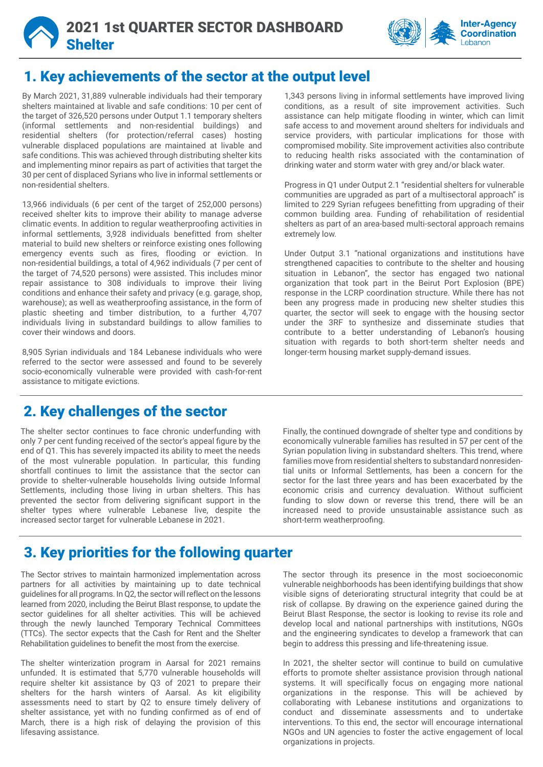# 2021 1st QUARTER SECTOR DASHBOARD
# Shelter

## 1. Key achievements of the sector at the output level

By March 2021, 31,889 vulnerable individuals had their temporary shelters maintained at livable and safe conditions: 10 per cent of the target of 326,520 persons under Output 1.1 temporary shelters (informal settlements and non-residential buildings) and residential shelters (for protection/referral cases) hosting vulnerable displaced populations are maintained at livable and safe conditions. This was achieved through distributing shelter kits and implementing minor repairs as part of activities that target the 30 per cent of displaced Syrians who live in informal settlements or non-residential shelters.

13,966 individuals (6 per cent of the target of 252,000 persons) received shelter kits to improve their ability to manage adverse climatic events. In addition to regular weatherproofing activities in informal settlements, 3,928 individuals benefitted from shelter material to build new shelters or reinforce existing ones following emergency events such as fires, flooding or eviction. In non-residential buildings, a total of 4,962 individuals (7 per cent of the target of 74,520 persons) were assisted. This includes minor repair assistance to 308 individuals to improve their living conditions and enhance their safety and privacy (e.g. garage, shop, warehouse); as well as weatherproofing assistance, in the form of plastic sheeting and timber distribution, to a further 4,707 individuals living in substandard buildings to allow families to cover their windows and doors.

8,905 Syrian individuals and 184 Lebanese individuals who were referred to the sector were assessed and found to be severely socio-economically vulnerable were provided with cash-for-rent assistance to mitigate evictions.

1,343 persons living in informal settlements have improved living conditions, as a result of site improvement activities. Such assistance can help mitigate flooding in winter, which can limit safe access to and movement around shelters for individuals and service providers, with particular implications for those with compromised mobility. Site improvement activities also contribute to reducing health risks associated with the contamination of drinking water and storm water with grey and/or black water.

Progress in Q1 under Output 2.1 "residential shelters for vulnerable communities are upgraded as part of a multisectoral approach" is limited to 229 Syrian refugees benefitting from upgrading of their common building area. Funding of rehabilitation of residential shelters as part of an area-based multi-sectoral approach remains extremely low.

Under Output 3.1 "national organizations and institutions have strengthened capacities to contribute to the shelter and housing situation in Lebanon", the sector has engaged two national organization that took part in the Beirut Port Explosion (BPE) response in the LCRP coordination structure. While there has not been any progress made in producing new shelter studies this quarter, the sector will seek to engage with the housing sector under the 3RF to synthesize and disseminate studies that contribute to a better understanding of Lebanon's housing situation with regards to both short-term shelter needs and longer-term housing market supply-demand issues.

## 2. Key challenges of the sector

The shelter sector continues to face chronic underfunding with only 7 per cent funding received of the sector's appeal figure by the end of Q1. This has severely impacted its ability to meet the needs of the most vulnerable population. In particular, this funding shortfall continues to limit the assistance that the sector can provide to shelter-vulnerable households living outside Informal Settlements, including those living in urban shelters. This has prevented the sector from delivering significant support in the shelter types where vulnerable Lebanese live, despite the increased sector target for vulnerable Lebanese in 2021.

Finally, the continued downgrade of shelter type and conditions by economically vulnerable families has resulted in 57 per cent of the Syrian population living in substandard shelters. This trend, where families move from residential shelters to substandard nonresidential units or Informal Settlements, has been a concern for the sector for the last three years and has been exacerbated by the economic crisis and currency devaluation. Without sufficient funding to slow down or reverse this trend, there will be an increased need to provide unsustainable assistance such as short-term weatherproofing.

## 3. Key priorities for the following quarter

The Sector strives to maintain harmonized implementation across partners for all activities by maintaining up to date technical guidelines for all programs. In Q2, the sector will reflect on the lessons learned from 2020, including the Beirut Blast response, to update the sector guidelines for all shelter activities. This will be achieved through the newly launched Temporary Technical Committees (TTCs). The sector expects that the Cash for Rent and the Shelter Rehabilitation guidelines to benefit the most from the exercise.

The shelter winterization program in Aarsal for 2021 remains unfunded. It is estimated that 5,770 vulnerable households will require shelter kit assistance by Q3 of 2021 to prepare their shelters for the harsh winters of Aarsal. As kit eligibility assessments need to start by Q2 to ensure timely delivery of shelter assistance, yet with no funding confirmed as of end of March, there is a high risk of delaying the provision of this lifesaving assistance.

The sector through its presence in the most socioeconomic vulnerable neighborhoods has been identifying buildings that show visible signs of deteriorating structural integrity that could be at risk of collapse. By drawing on the experience gained during the Beirut Blast Response, the sector is looking to revise its role and develop local and national partnerships with institutions, NGOs and the engineering syndicates to develop a framework that can begin to address this pressing and life-threatening issue.

In 2021, the shelter sector will continue to build on cumulative efforts to promote shelter assistance provision through national systems. It will specifically focus on engaging more national organizations in the response. This will be achieved by collaborating with Lebanese institutions and organizations to conduct and disseminate assessments and to undertake interventions. To this end, the sector will encourage international NGOs and UN agencies to foster the active engagement of local organizations in projects.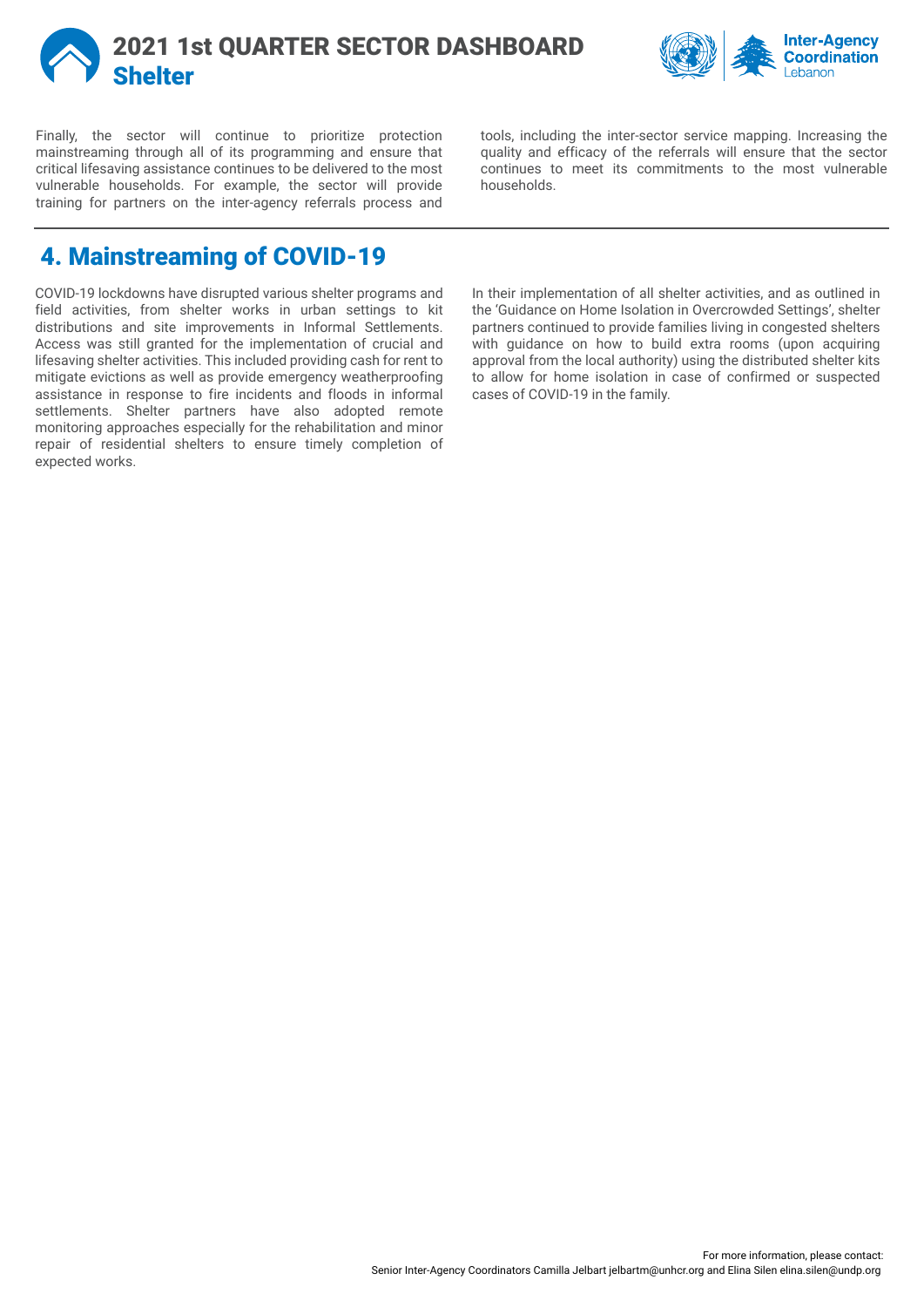Finally, the sector will continue to prioritize protection mainstreaming through all of its programming and ensure that critical lifesaving assistance continues to be delivered to the most vulnerable households. For example, the sector will provide training for partners on the inter-agency referrals process and tools, including the inter-sector service mapping. Increasing the quality and efficacy of the referrals will ensure that the sector continues to meet its commitments to the most vulnerable households.

## 4. Mainstreaming of COVID-19

COVID-19 lockdowns have disrupted various shelter programs and field activities, from shelter works in urban settings to kit distributions and site improvements in Informal Settlements. Access was still granted for the implementation of crucial and lifesaving shelter activities. This included providing cash for rent to mitigate evictions as well as provide emergency weatherproofing assistance in response to fire incidents and floods in informal settlements. Shelter partners have also adopted remote monitoring approaches especially for the rehabilitation and minor repair of residential shelters to ensure timely completion of expected works.

In their implementation of all shelter activities, and as outlined in the 'Guidance on Home Isolation in Overcrowded Settings', shelter partners continued to provide families living in congested shelters with guidance on how to build extra rooms (upon acquiring approval from the local authority) using the distributed shelter kits to allow for home isolation in case of confirmed or suspected cases of COVID-19 in the family.

For more information, please contact:
Senior Inter-Agency Coordinators Camilla Jelbart jelbartm@unhcr.org and Elina Silen elina.silen@undp.org